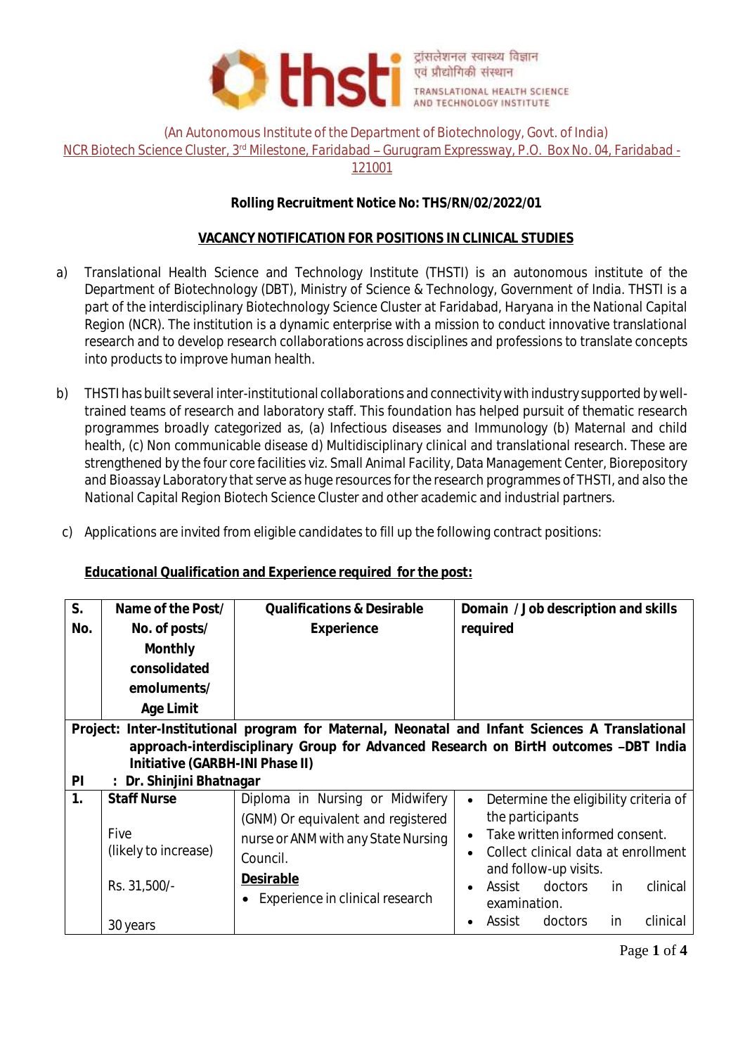ट्रांसलेशनल स्वास्थ्य विज्ञान एवं प्रौद्योगिकी संस्थान

TRANSLATIONAL HEALTH SCIENCE AND TECHNOLOGY INSTITUTE

(An Autonomous Institute of the Department of Biotechnology, Govt. of India)
NCR Biotech Science Cluster, 3rd Milestone, Faridabad – Gurugram Expressway, P.O. Box No. 04, Faridabad - 121001

**Rolling Recruitment Notice No: THS/RN/02/2022/01**

## VACANCY NOTIFICATION FOR POSITIONS IN CLINICAL STUDIES

a) Translational Health Science and Technology Institute (THSTI) is an autonomous institute of the Department of Biotechnology (DBT), Ministry of Science & Technology, Government of India. THSTI is a part of the interdisciplinary Biotechnology Science Cluster at Faridabad, Haryana in the National Capital Region (NCR). The institution is a dynamic enterprise with a mission to conduct innovative translational research and to develop research collaborations across disciplines and professions to translate concepts into products to improve human health.

b) THSTI has built several inter-institutional collaborations and connectivity with industry supported by well-trained teams of research and laboratory staff. This foundation has helped pursuit of thematic research programmes broadly categorized as, (a) Infectious diseases and Immunology (b) Maternal and child health, (c) Non communicable disease d) Multidisciplinary clinical and translational research. These are strengthened by the four core facilities viz. Small Animal Facility, Data Management Center, Biorepository and Bioassay Laboratory that serve as huge resources for the research programmes of THSTI, and also the National Capital Region Biotech Science Cluster and other academic and industrial partners.

c) Applications are invited from eligible candidates to fill up the following contract positions:

**Educational Qualification and Experience required for the post:**

| S. No. | Name of the Post/ No. of posts/ Monthly consolidated emoluments/ Age Limit | Qualifications & Desirable Experience | Domain / Job description and skills required |
|---|---|---|---|
| **Project: Inter-Institutional program for Maternal, Neonatal and Infant Sciences A Translational approach-interdisciplinary Group for Advanced Research on BirtH outcomes –DBT India Initiative (GARBH-INI Phase II)** | | | |
| **PI** | **: Dr. Shinjini Bhatnagar** | | |
| **1.** | **Staff Nurse**<br><br>Five<br>(likely to increase)<br><br>Rs. 31,500/-<br><br>30 years | Diploma in Nursing or Midwifery (GNM) Or equivalent and registered nurse or ANM with any State Nursing Council.<br>**Desirable**<br>• Experience in clinical research | • Determine the eligibility criteria of the participants<br>• Take written informed consent.<br>• Collect clinical data at enrollment and follow-up visits.<br>• Assist doctors in clinical examination.<br>• Assist doctors in clinical |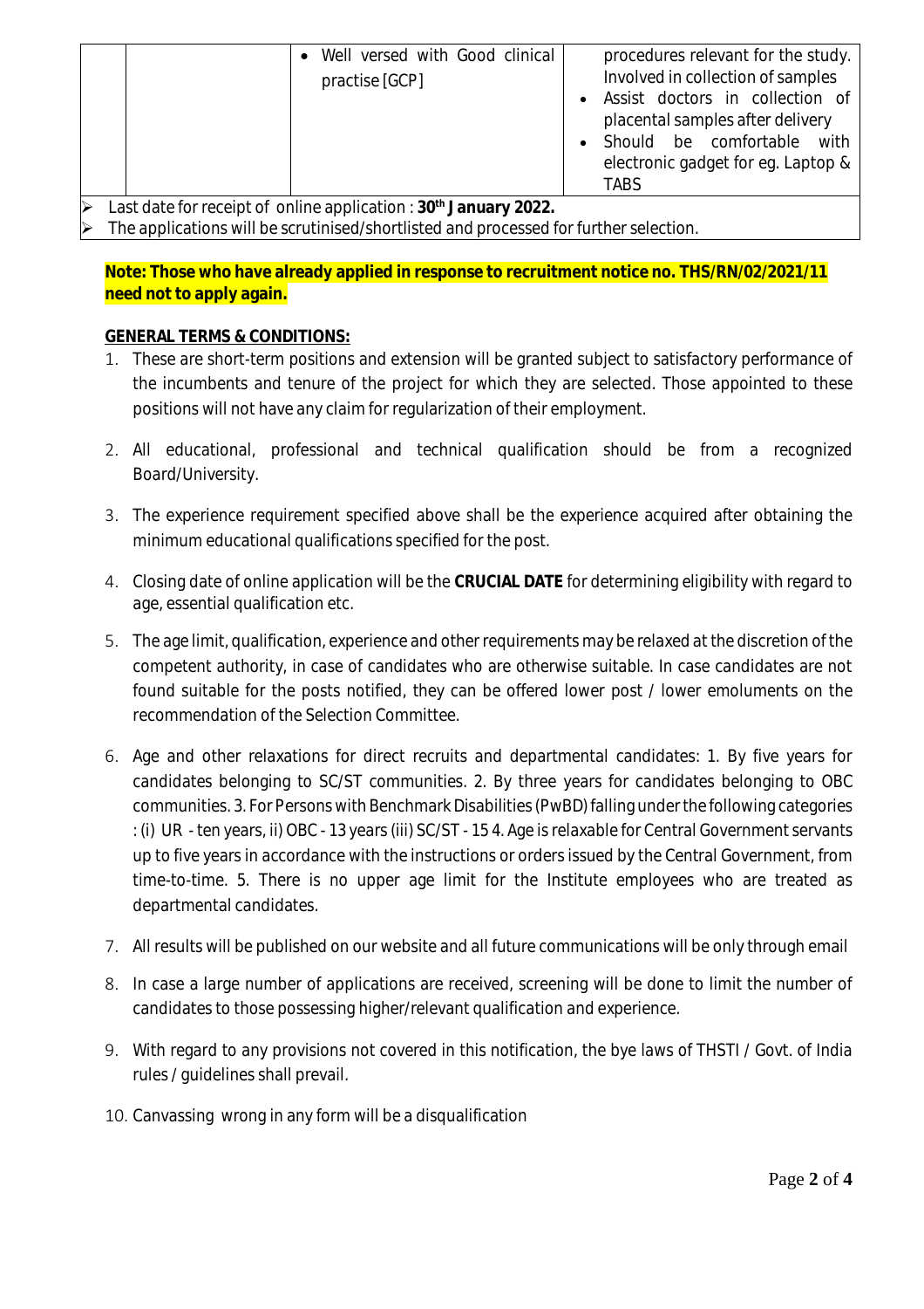|  |  | • Well versed with Good clinical practise [GCP] | procedures relevant for the study. Involved in collection of samples<br>• Assist doctors in collection of placental samples after delivery<br>• Should be comfortable with electronic gadget for eg. Laptop & TABS |
|---|---|---|---|

- Last date for receipt of online application : **30th January 2022.**
- The applications will be scrutinised/shortlisted and processed for further selection.

**Note: Those who have already applied in response to recruitment notice no. THS/RN/02/2021/11 need not to apply again.**

**GENERAL TERMS & CONDITIONS:**

1. These are short-term positions and extension will be granted subject to satisfactory performance of the incumbents and tenure of the project for which they are selected. Those appointed to these positions will not have any claim for regularization of their employment.
2. All educational, professional and technical qualification should be from a recognized Board/University.
3. The experience requirement specified above shall be the experience acquired after obtaining the minimum educational qualifications specified for the post.
4. Closing date of online application will be the **CRUCIAL DATE** for determining eligibility with regard to age, essential qualification etc.
5. The age limit, qualification, experience and other requirements may be relaxed at the discretion of the competent authority, in case of candidates who are otherwise suitable. In case candidates are not found suitable for the posts notified, they can be offered lower post / lower emoluments on the recommendation of the Selection Committee.
6. Age and other relaxations for direct recruits and departmental candidates: 1. By five years for candidates belonging to SC/ST communities. 2. By three years for candidates belonging to OBC communities. 3. For Persons with Benchmark Disabilities (PwBD) falling under the following categories : (i) UR - ten years, ii) OBC - 13 years (iii) SC/ST - 15 4. Age is relaxable for Central Government servants up to five years in accordance with the instructions or orders issued by the Central Government, from time-to-time. 5. There is no upper age limit for the Institute employees who are treated as departmental candidates.
7. All results will be published on our website and all future communications will be only through email
8. In case a large number of applications are received, screening will be done to limit the number of candidates to those possessing higher/relevant qualification and experience.
9. With regard to any provisions not covered in this notification, the bye laws of THSTI / Govt. of India rules / guidelines shall prevail.
10. Canvassing wrong in any form will be a disqualification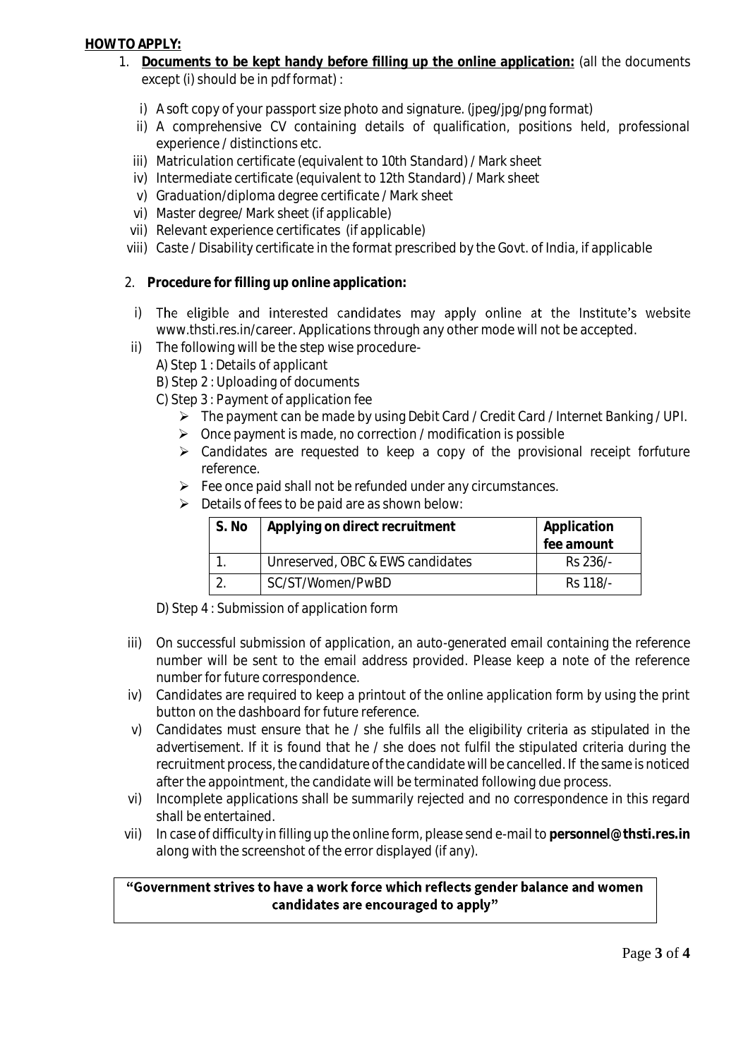**HOW TO APPLY:**

1. **Documents to be kept handy before filling up the online application:** (all the documents except (i) should be in pdf format) :

   i) A soft copy of your passport size photo and signature. (jpeg/jpg/png format)
   ii) A comprehensive CV containing details of qualification, positions held, professional experience / distinctions etc.
   iii) Matriculation certificate (equivalent to 10th Standard) / Mark sheet
   iv) Intermediate certificate (equivalent to 12th Standard) / Mark sheet
   v) Graduation/diploma degree certificate / Mark sheet
   vi) Master degree/ Mark sheet (if applicable)
   vii) Relevant experience certificates (if applicable)
   viii) Caste / Disability certificate in the format prescribed by the Govt. of India, if applicable

2. **Procedure for filling up online application:**

   i) The eligible and interested candidates may apply online at the Institute's website www.thsti.res.in/career. Applications through any other mode will not be accepted.
   ii) The following will be the step wise procedure-
      A) Step 1 : Details of applicant
      B) Step 2 : Uploading of documents
      C) Step 3 : Payment of application fee
         - The payment can be made by using Debit Card / Credit Card / Internet Banking / UPI.
         - Once payment is made, no correction / modification is possible
         - Candidates are requested to keep a copy of the provisional receipt forfuture reference.
         - Fee once paid shall not be refunded under any circumstances.
         - Details of fees to be paid are as shown below:

| S. No | Applying on direct recruitment | Application fee amount |
|---|---|---|
| 1. | Unreserved, OBC & EWS candidates | Rs 236/- |
| 2. | SC/ST/Women/PwBD | Rs 118/- |

      D) Step 4 : Submission of application form

   iii) On successful submission of application, an auto-generated email containing the reference number will be sent to the email address provided. Please keep a note of the reference number for future correspondence.
   iv) Candidates are required to keep a printout of the online application form by using the print button on the dashboard for future reference.
   v) Candidates must ensure that he / she fulfils all the eligibility criteria as stipulated in the advertisement. If it is found that he / she does not fulfil the stipulated criteria during the recruitment process, the candidature of the candidate will be cancelled. If the same is noticed after the appointment, the candidate will be terminated following due process.
   vi) Incomplete applications shall be summarily rejected and no correspondence in this regard shall be entertained.
   vii) In case of difficulty in filling up the online form, please send e-mail to **personnel@thsti.res.in** along with the screenshot of the error displayed (if any).

**"Government strives to have a work force which reflects gender balance and women candidates are encouraged to apply"**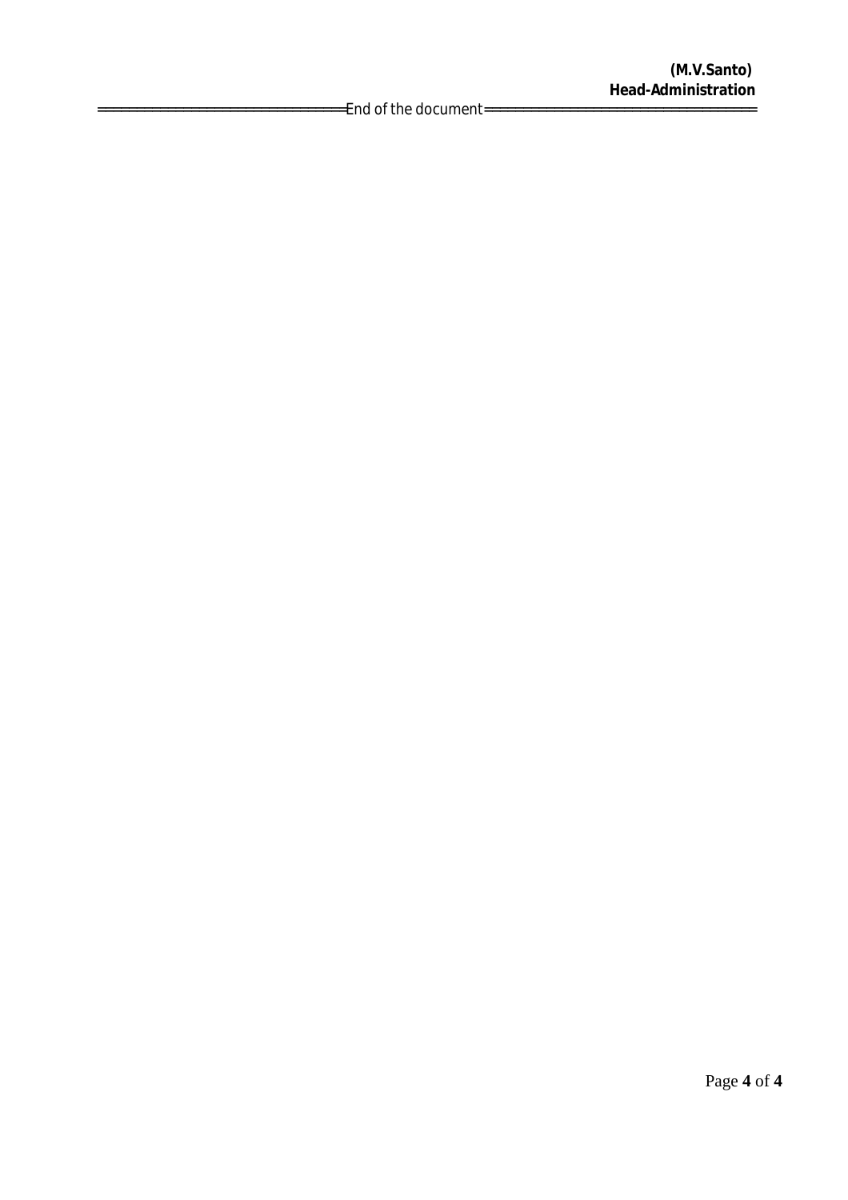**(M.V.Santo)**
**Head-Administration**

═══════════════End of the document═══════════════